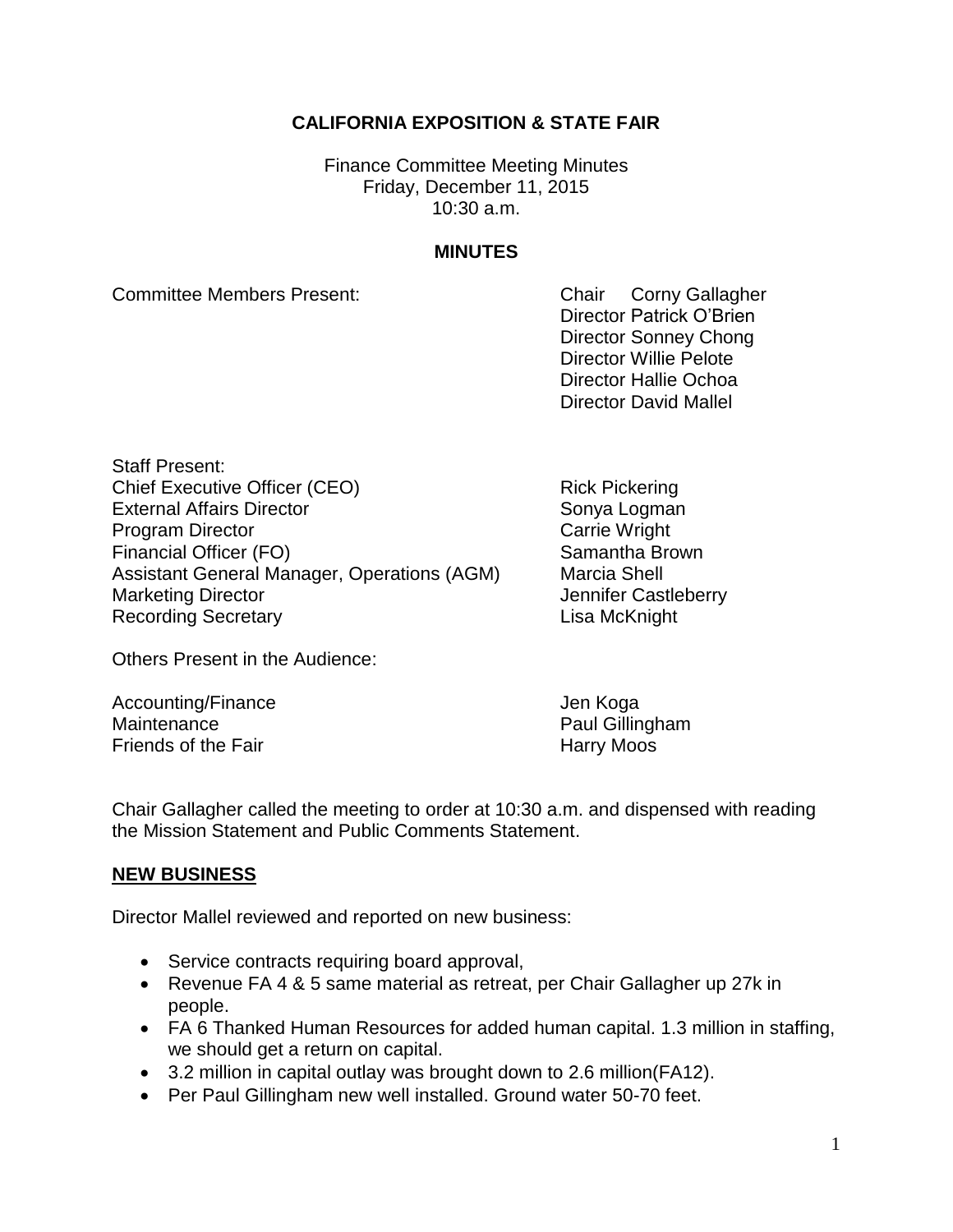**CALIFORNIA EXPOSITION & STATE FAIR**

Finance Committee Meeting Minutes
Friday, December 11, 2015
10:30 a.m.

**MINUTES**

| Committee Members Present: | |
|---|---|
| | Chair Corny Gallagher |
| | Director Patrick O'Brien |
| | Director Sonney Chong |
| | Director Willie Pelote |
| | Director Hallie Ochoa |
| | Director David Mallel |

| Staff Present: | |
|---|---|
| Chief Executive Officer (CEO) | Rick Pickering |
| External Affairs Director | Sonya Logman |
| Program Director | Carrie Wright |
| Financial Officer (FO) | Samantha Brown |
| Assistant General Manager, Operations (AGM) | Marcia Shell |
| Marketing Director | Jennifer Castleberry |
| Recording Secretary | Lisa McKnight |

Others Present in the Audience:

| | |
|---|---|
| Accounting/Finance | Jen Koga |
| Maintenance | Paul Gillingham |
| Friends of the Fair | Harry Moos |

Chair Gallagher called the meeting to order at 10:30 a.m. and dispensed with reading the Mission Statement and Public Comments Statement.

**NEW BUSINESS**

Director Mallel reviewed and reported on new business:

- Service contracts requiring board approval,
- Revenue FA 4 & 5 same material as retreat, per Chair Gallagher up 27k in people.
- FA 6 Thanked Human Resources for added human capital. 1.3 million in staffing, we should get a return on capital.
- 3.2 million in capital outlay was brought down to 2.6 million(FA12).
- Per Paul Gillingham new well installed. Ground water 50-70 feet.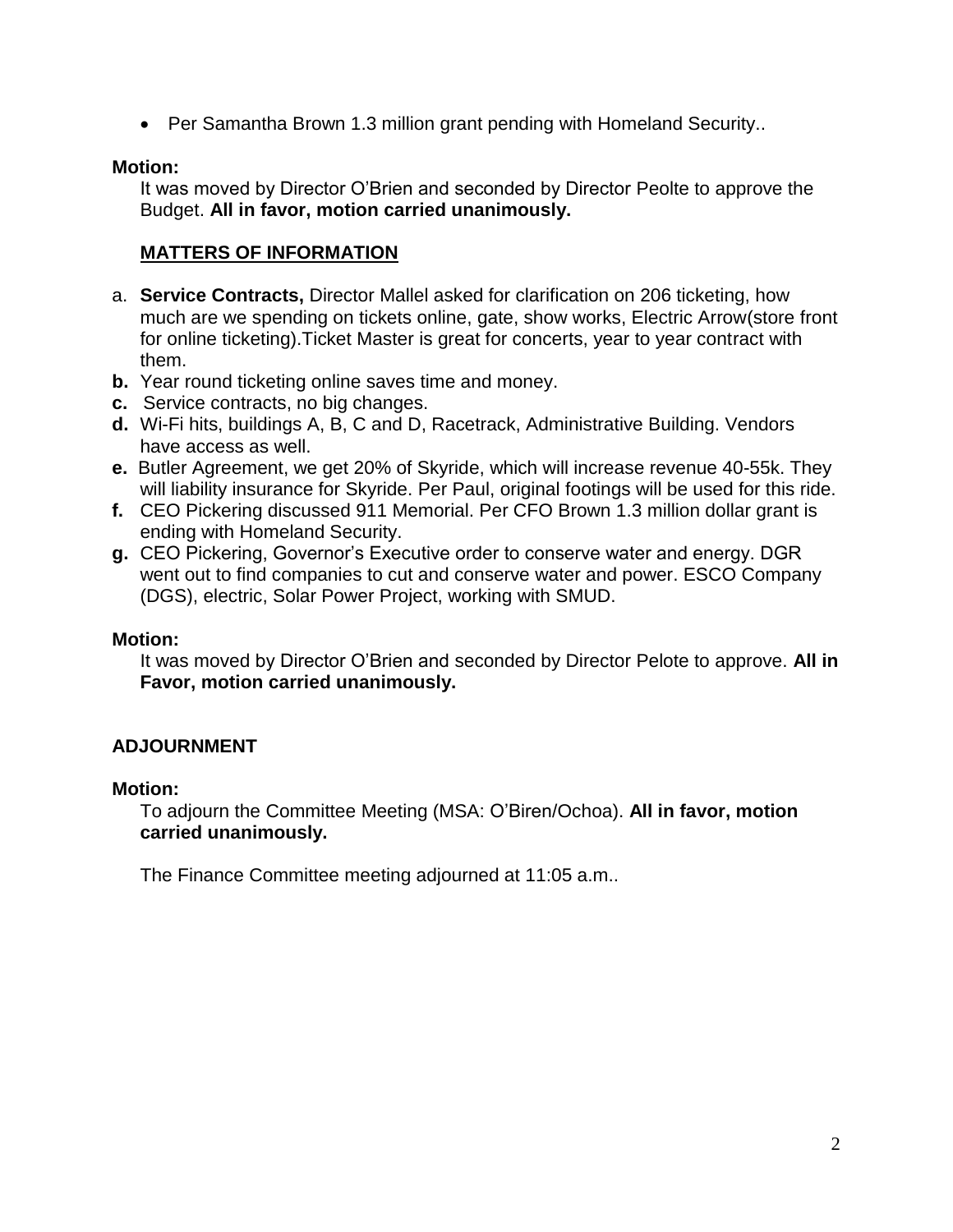- Per Samantha Brown 1.3 million grant pending with Homeland Security..

**Motion:**

It was moved by Director O'Brien and seconded by Director Peolte to approve the Budget. **All in favor, motion carried unanimously.**

## MATTERS OF INFORMATION

a. **Service Contracts,** Director Mallel asked for clarification on 206 ticketing, how much are we spending on tickets online, gate, show works, Electric Arrow(store front for online ticketing).Ticket Master is great for concerts, year to year contract with them.

**b.** Year round ticketing online saves time and money.

**c.** Service contracts, no big changes.

**d.** Wi-Fi hits, buildings A, B, C and D, Racetrack, Administrative Building. Vendors have access as well.

**e.** Butler Agreement, we get 20% of Skyride, which will increase revenue 40-55k. They will liability insurance for Skyride. Per Paul, original footings will be used for this ride.

**f.** CEO Pickering discussed 911 Memorial. Per CFO Brown 1.3 million dollar grant is ending with Homeland Security.

**g.** CEO Pickering, Governor's Executive order to conserve water and energy. DGR went out to find companies to cut and conserve water and power. ESCO Company (DGS), electric, Solar Power Project, working with SMUD.

**Motion:**

It was moved by Director O'Brien and seconded by Director Pelote to approve. **All in Favor, motion carried unanimously.**

## ADJOURNMENT

**Motion:**

To adjourn the Committee Meeting (MSA: O'Biren/Ochoa). **All in favor, motion carried unanimously.**

The Finance Committee meeting adjourned at 11:05 a.m..